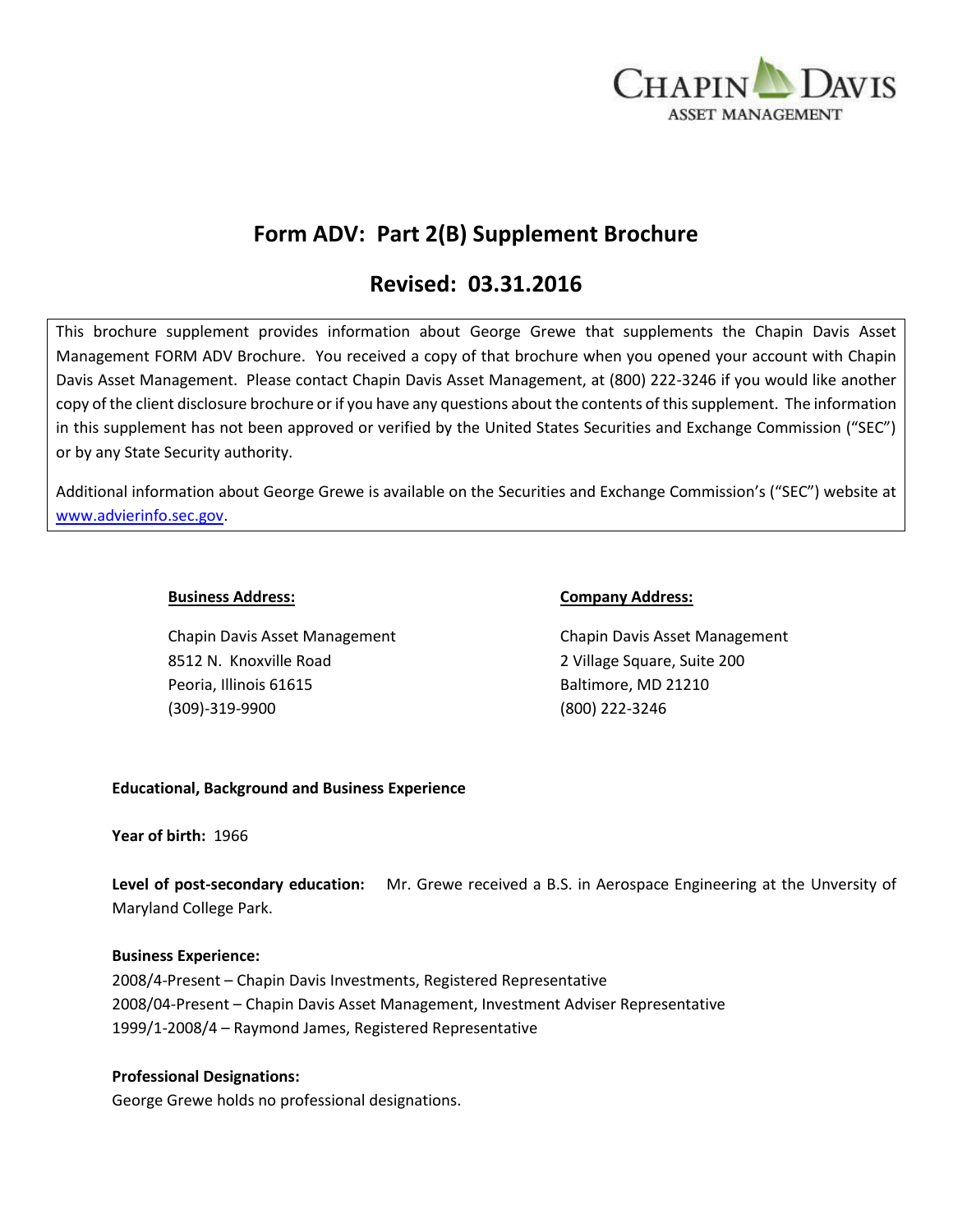# Form ADV: Part 2(B) Supplement Brochure

## Revised: 03.31.2016

This brochure supplement provides information about George Grewe that supplements the Chapin Davis Asset Management FORM ADV Brochure. You received a copy of that brochure when you opened your account with Chapin Davis Asset Management. Please contact Chapin Davis Asset Management, at (800) 222-3246 if you would like another copy of the client disclosure brochure or if you have any questions about the contents of this supplement. The information in this supplement has not been approved or verified by the United States Securities and Exchange Commission ("SEC") or by any State Security authority.

Additional information about George Grewe is available on the Securities and Exchange Commission's ("SEC") website at www.advierinfo.sec.gov.

**Business Address:**

Chapin Davis Asset Management
8512 N. Knoxville Road
Peoria, Illinois 61615
(309)-319-9900

**Company Address:**

Chapin Davis Asset Management
2 Village Square, Suite 200
Baltimore, MD 21210
(800) 222-3246

**Educational, Background and Business Experience**

**Year of birth:** 1966

**Level of post-secondary education:** Mr. Grewe received a B.S. in Aerospace Engineering at the Unversity of Maryland College Park.

**Business Experience:**
2008/4-Present – Chapin Davis Investments, Registered Representative
2008/04-Present – Chapin Davis Asset Management, Investment Adviser Representative
1999/1-2008/4 – Raymond James, Registered Representative

**Professional Designations:**
George Grewe holds no professional designations.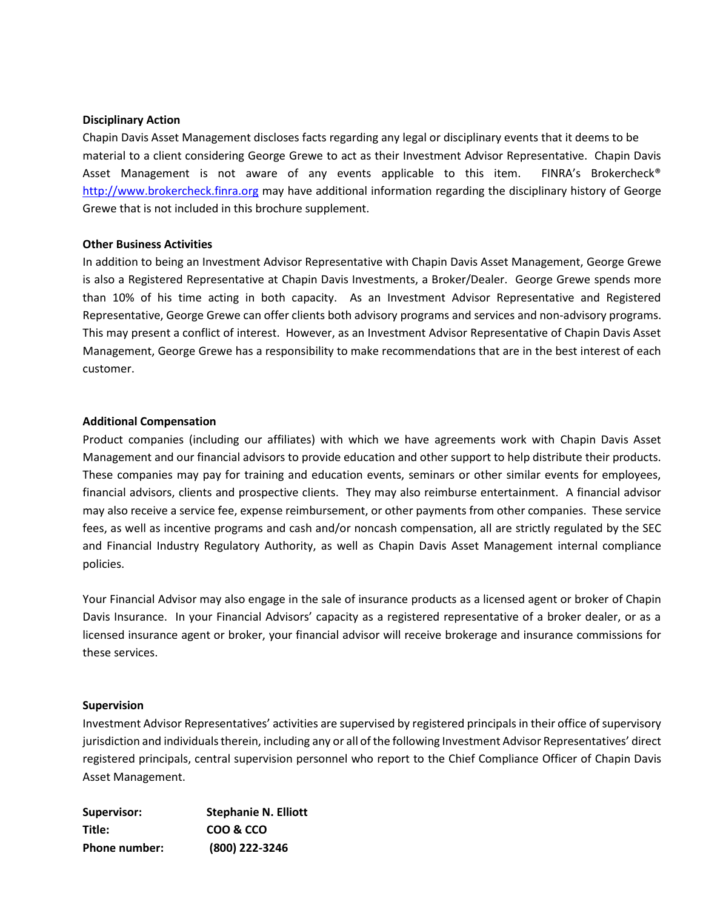**Disciplinary Action**

Chapin Davis Asset Management discloses facts regarding any legal or disciplinary events that it deems to be material to a client considering George Grewe to act as their Investment Advisor Representative. Chapin Davis Asset Management is not aware of any events applicable to this item. FINRA's Brokercheck® http://www.brokercheck.finra.org may have additional information regarding the disciplinary history of George Grewe that is not included in this brochure supplement.

**Other Business Activities**

In addition to being an Investment Advisor Representative with Chapin Davis Asset Management, George Grewe is also a Registered Representative at Chapin Davis Investments, a Broker/Dealer. George Grewe spends more than 10% of his time acting in both capacity. As an Investment Advisor Representative and Registered Representative, George Grewe can offer clients both advisory programs and services and non-advisory programs. This may present a conflict of interest. However, as an Investment Advisor Representative of Chapin Davis Asset Management, George Grewe has a responsibility to make recommendations that are in the best interest of each customer.

**Additional Compensation**

Product companies (including our affiliates) with which we have agreements work with Chapin Davis Asset Management and our financial advisors to provide education and other support to help distribute their products. These companies may pay for training and education events, seminars or other similar events for employees, financial advisors, clients and prospective clients. They may also reimburse entertainment. A financial advisor may also receive a service fee, expense reimbursement, or other payments from other companies. These service fees, as well as incentive programs and cash and/or noncash compensation, all are strictly regulated by the SEC and Financial Industry Regulatory Authority, as well as Chapin Davis Asset Management internal compliance policies.

Your Financial Advisor may also engage in the sale of insurance products as a licensed agent or broker of Chapin Davis Insurance. In your Financial Advisors' capacity as a registered representative of a broker dealer, or as a licensed insurance agent or broker, your financial advisor will receive brokerage and insurance commissions for these services.

**Supervision**

Investment Advisor Representatives' activities are supervised by registered principals in their office of supervisory jurisdiction and individuals therein, including any or all of the following Investment Advisor Representatives' direct registered principals, central supervision personnel who report to the Chief Compliance Officer of Chapin Davis Asset Management.

| | |
|---|---|
| **Supervisor:** | **Stephanie N. Elliott** |
| **Title:** | **COO & CCO** |
| **Phone number:** | **(800) 222-3246** |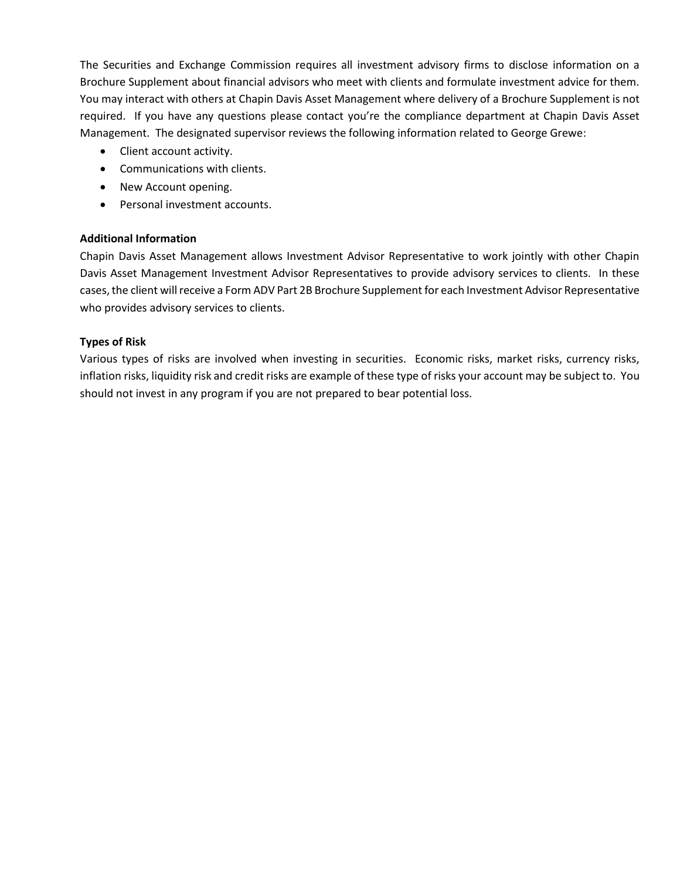The Securities and Exchange Commission requires all investment advisory firms to disclose information on a Brochure Supplement about financial advisors who meet with clients and formulate investment advice for them. You may interact with others at Chapin Davis Asset Management where delivery of a Brochure Supplement is not required. If you have any questions please contact you're the compliance department at Chapin Davis Asset Management. The designated supervisor reviews the following information related to George Grewe:

- Client account activity.
- Communications with clients.
- New Account opening.
- Personal investment accounts.

**Additional Information**

Chapin Davis Asset Management allows Investment Advisor Representative to work jointly with other Chapin Davis Asset Management Investment Advisor Representatives to provide advisory services to clients. In these cases, the client will receive a Form ADV Part 2B Brochure Supplement for each Investment Advisor Representative who provides advisory services to clients.

**Types of Risk**

Various types of risks are involved when investing in securities. Economic risks, market risks, currency risks, inflation risks, liquidity risk and credit risks are example of these type of risks your account may be subject to. You should not invest in any program if you are not prepared to bear potential loss.